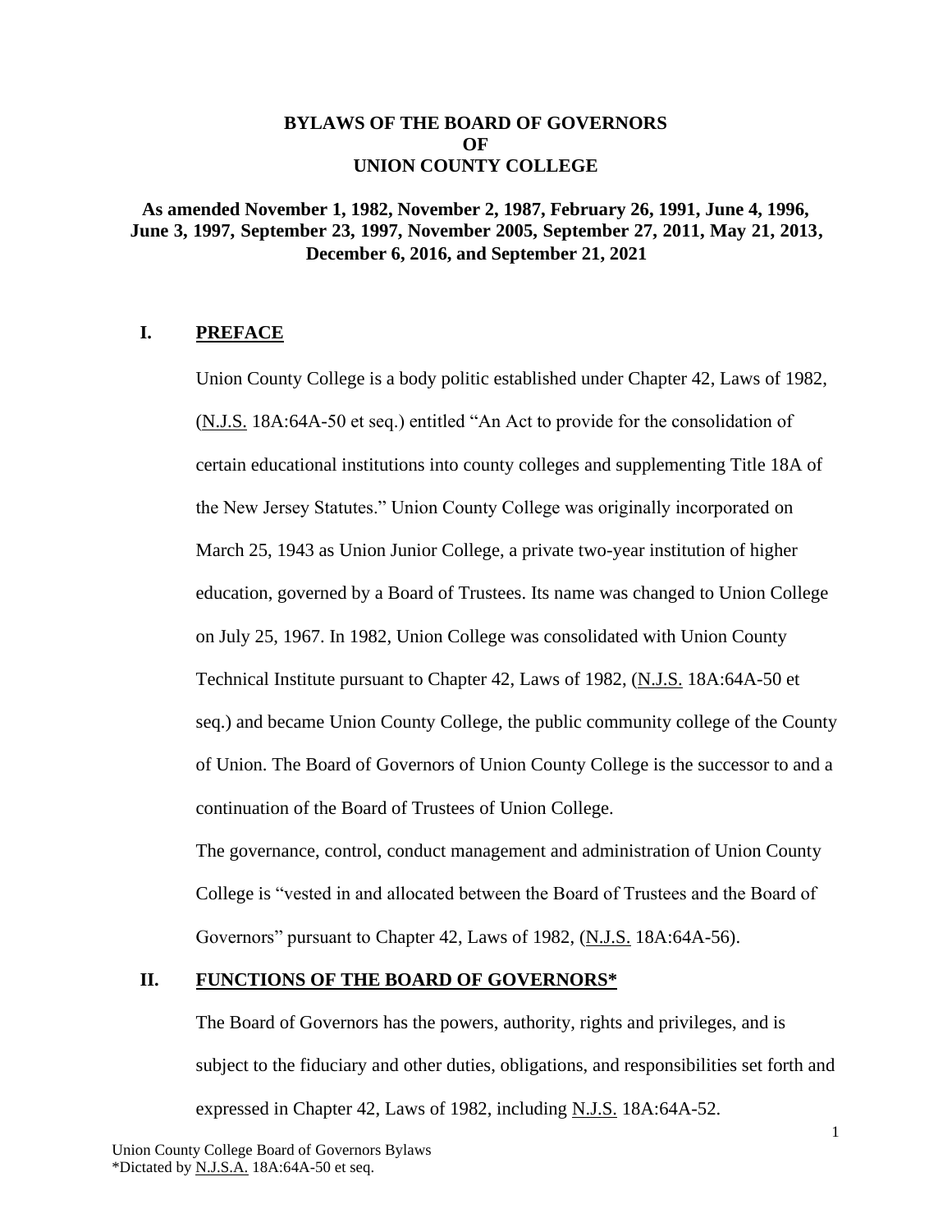# BYLAWS OF THE BOARD OF GOVERNORS OF UNION COUNTY COLLEGE

**As amended November 1, 1982, November 2, 1987, February 26, 1991, June 4, 1996, June 3, 1997, September 23, 1997, November 2005, September 27, 2011, May 21, 2013, December 6, 2016, and September 21, 2021**

## I. PREFACE

Union County College is a body politic established under Chapter 42, Laws of 1982, (N.J.S. 18A:64A-50 et seq.) entitled "An Act to provide for the consolidation of certain educational institutions into county colleges and supplementing Title 18A of the New Jersey Statutes." Union County College was originally incorporated on March 25, 1943 as Union Junior College, a private two-year institution of higher education, governed by a Board of Trustees. Its name was changed to Union College on July 25, 1967. In 1982, Union College was consolidated with Union County Technical Institute pursuant to Chapter 42, Laws of 1982, (N.J.S. 18A:64A-50 et seq.) and became Union County College, the public community college of the County of Union. The Board of Governors of Union County College is the successor to and a continuation of the Board of Trustees of Union College.

The governance, control, conduct management and administration of Union County College is "vested in and allocated between the Board of Trustees and the Board of Governors" pursuant to Chapter 42, Laws of 1982, (N.J.S. 18A:64A-56).

## II. FUNCTIONS OF THE BOARD OF GOVERNORS*

The Board of Governors has the powers, authority, rights and privileges, and is subject to the fiduciary and other duties, obligations, and responsibilities set forth and expressed in Chapter 42, Laws of 1982, including N.J.S. 18A:64A-52.

Union County College Board of Governors Bylaws
*Dictated by N.J.S.A. 18A:64A-50 et seq.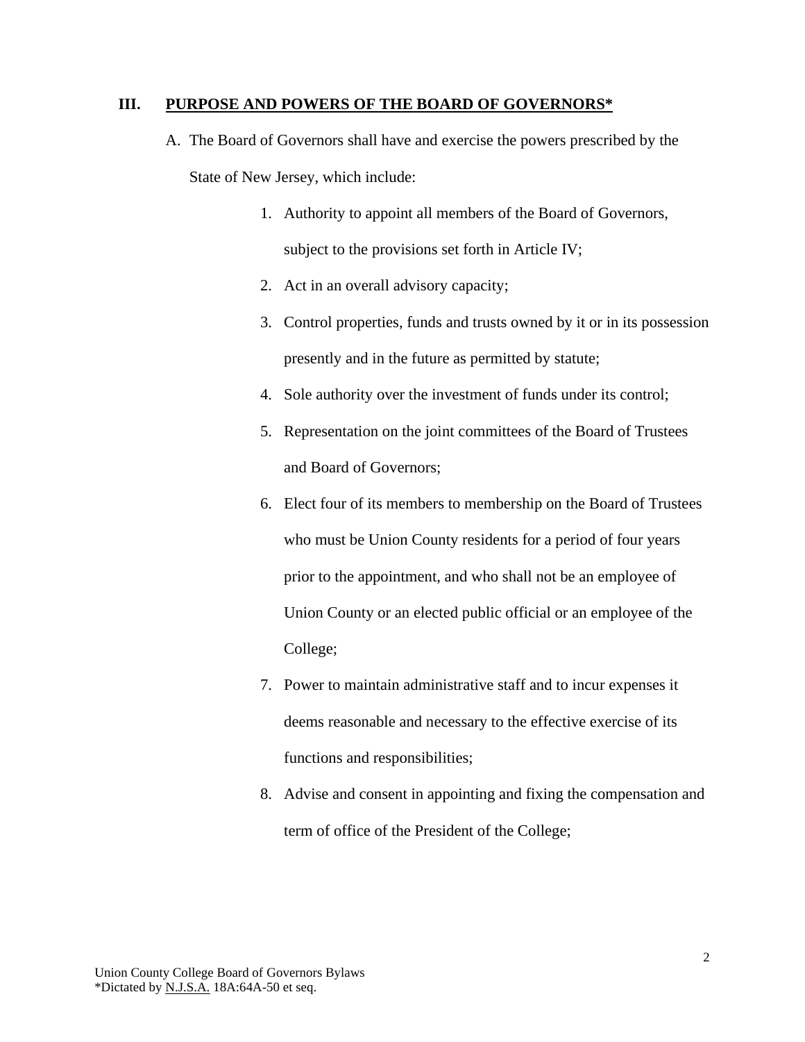## III. PURPOSE AND POWERS OF THE BOARD OF GOVERNORS*

A. The Board of Governors shall have and exercise the powers prescribed by the State of New Jersey, which include:

1. Authority to appoint all members of the Board of Governors, subject to the provisions set forth in Article IV;
2. Act in an overall advisory capacity;
3. Control properties, funds and trusts owned by it or in its possession presently and in the future as permitted by statute;
4. Sole authority over the investment of funds under its control;
5. Representation on the joint committees of the Board of Trustees and Board of Governors;
6. Elect four of its members to membership on the Board of Trustees who must be Union County residents for a period of four years prior to the appointment, and who shall not be an employee of Union County or an elected public official or an employee of the College;
7. Power to maintain administrative staff and to incur expenses it deems reasonable and necessary to the effective exercise of its functions and responsibilities;
8. Advise and consent in appointing and fixing the compensation and term of office of the President of the College;

*Dictated by N.J.S.A. 18A:64A-50 et seq.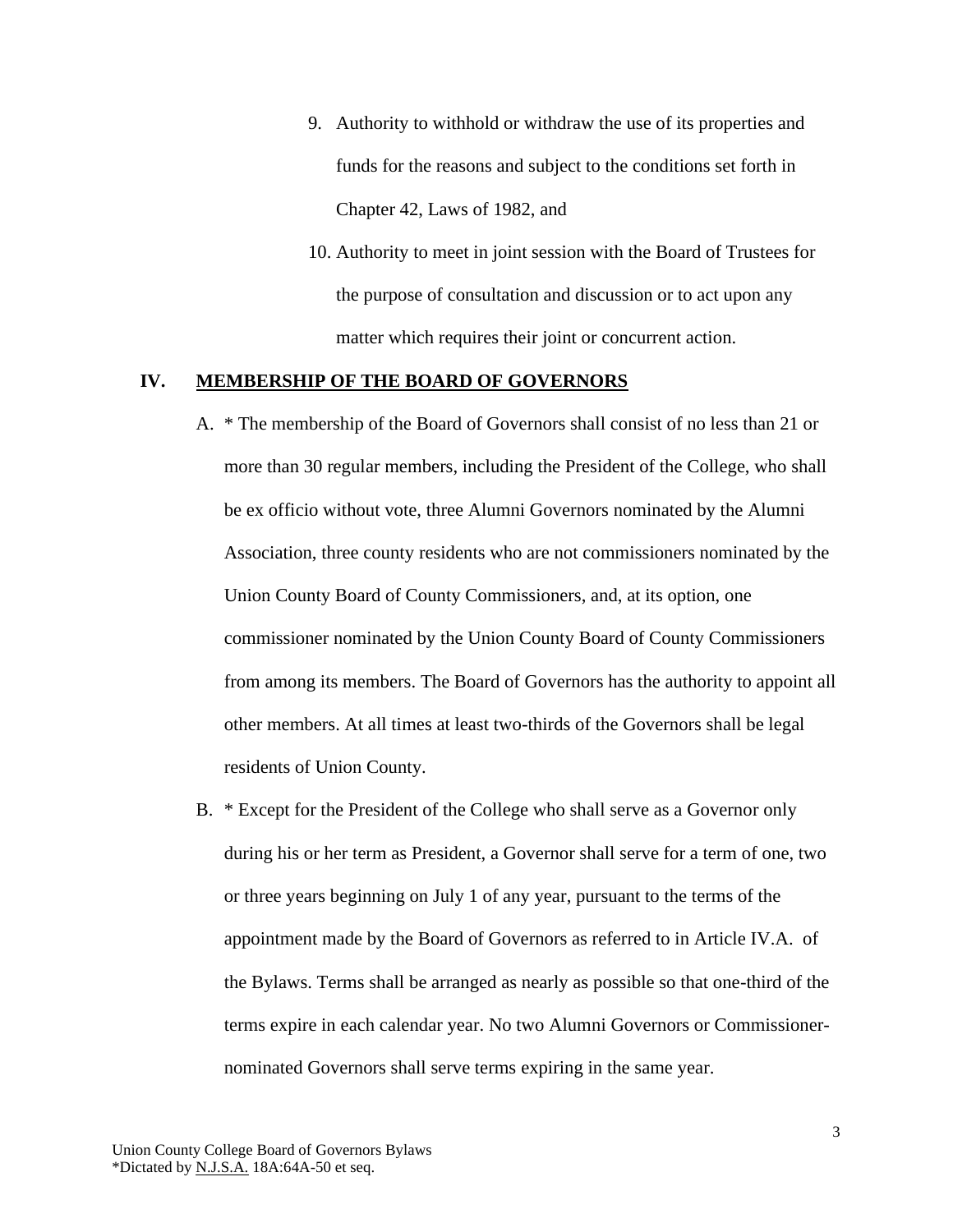9. Authority to withhold or withdraw the use of its properties and funds for the reasons and subject to the conditions set forth in Chapter 42, Laws of 1982, and
10. Authority to meet in joint session with the Board of Trustees for the purpose of consultation and discussion or to act upon any matter which requires their joint or concurrent action.

## IV. MEMBERSHIP OF THE BOARD OF GOVERNORS

A. * The membership of the Board of Governors shall consist of no less than 21 or more than 30 regular members, including the President of the College, who shall be ex officio without vote, three Alumni Governors nominated by the Alumni Association, three county residents who are not commissioners nominated by the Union County Board of County Commissioners, and, at its option, one commissioner nominated by the Union County Board of County Commissioners from among its members. The Board of Governors has the authority to appoint all other members. At all times at least two-thirds of the Governors shall be legal residents of Union County.

B. * Except for the President of the College who shall serve as a Governor only during his or her term as President, a Governor shall serve for a term of one, two or three years beginning on July 1 of any year, pursuant to the terms of the appointment made by the Board of Governors as referred to in Article IV.A. of the Bylaws. Terms shall be arranged as nearly as possible so that one-third of the terms expire in each calendar year. No two Alumni Governors or Commissioner-nominated Governors shall serve terms expiring in the same year.

Union County College Board of Governors Bylaws
*Dictated by N.J.S.A. 18A:64A-50 et seq.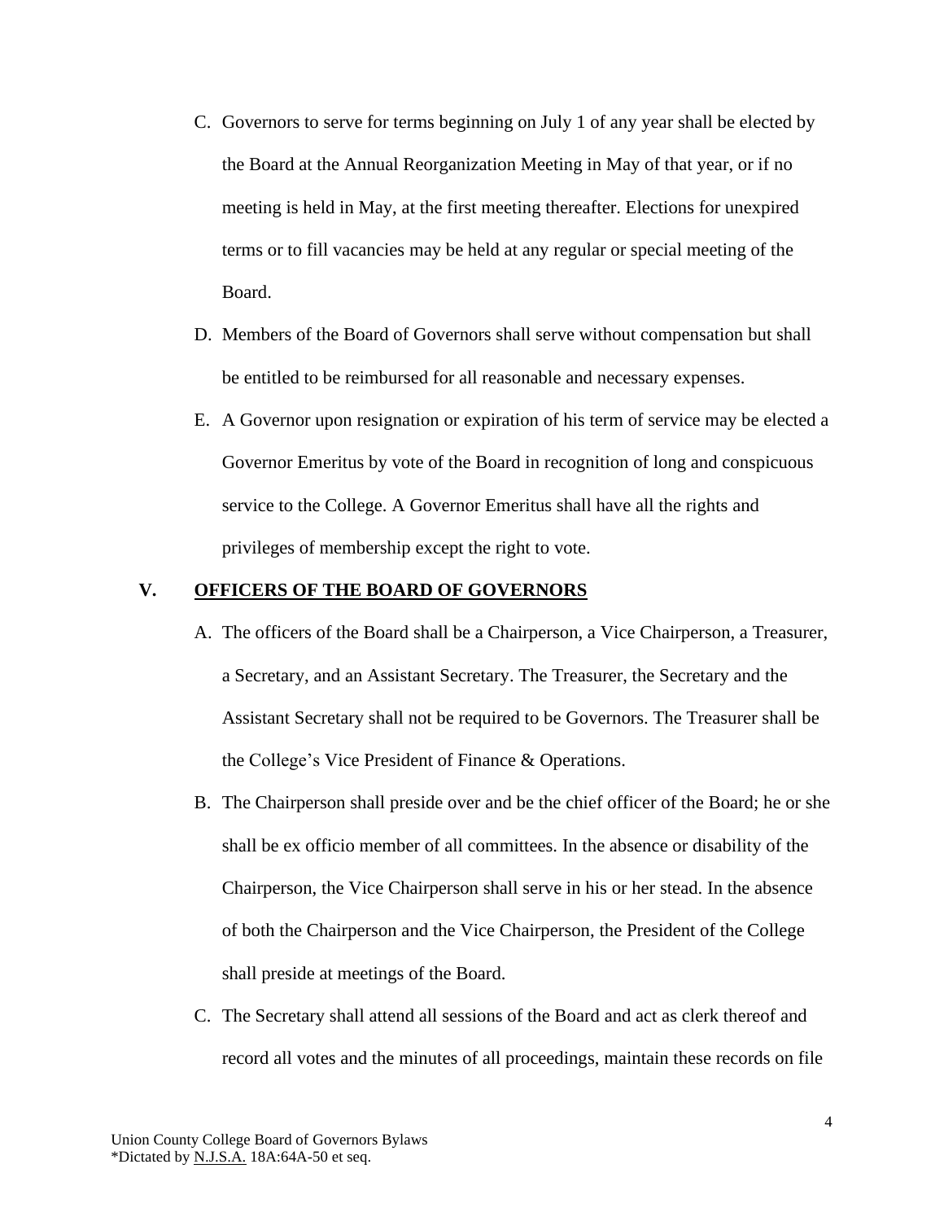C. Governors to serve for terms beginning on July 1 of any year shall be elected by the Board at the Annual Reorganization Meeting in May of that year, or if no meeting is held in May, at the first meeting thereafter. Elections for unexpired terms or to fill vacancies may be held at any regular or special meeting of the Board.

D. Members of the Board of Governors shall serve without compensation but shall be entitled to be reimbursed for all reasonable and necessary expenses.

E. A Governor upon resignation or expiration of his term of service may be elected a Governor Emeritus by vote of the Board in recognition of long and conspicuous service to the College. A Governor Emeritus shall have all the rights and privileges of membership except the right to vote.

## V. OFFICERS OF THE BOARD OF GOVERNORS

A. The officers of the Board shall be a Chairperson, a Vice Chairperson, a Treasurer, a Secretary, and an Assistant Secretary. The Treasurer, the Secretary and the Assistant Secretary shall not be required to be Governors. The Treasurer shall be the College's Vice President of Finance & Operations.

B. The Chairperson shall preside over and be the chief officer of the Board; he or she shall be ex officio member of all committees. In the absence or disability of the Chairperson, the Vice Chairperson shall serve in his or her stead. In the absence of both the Chairperson and the Vice Chairperson, the President of the College shall preside at meetings of the Board.

C. The Secretary shall attend all sessions of the Board and act as clerk thereof and record all votes and the minutes of all proceedings, maintain these records on file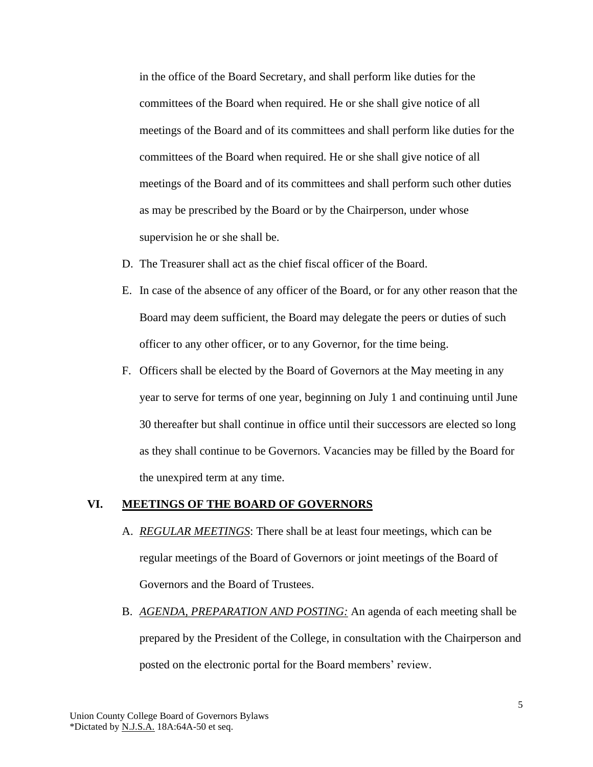in the office of the Board Secretary, and shall perform like duties for the committees of the Board when required. He or she shall give notice of all meetings of the Board and of its committees and shall perform like duties for the committees of the Board when required. He or she shall give notice of all meetings of the Board and of its committees and shall perform such other duties as may be prescribed by the Board or by the Chairperson, under whose supervision he or she shall be.

D. The Treasurer shall act as the chief fiscal officer of the Board.

E. In case of the absence of any officer of the Board, or for any other reason that the Board may deem sufficient, the Board may delegate the peers or duties of such officer to any other officer, or to any Governor, for the time being.

F. Officers shall be elected by the Board of Governors at the May meeting in any year to serve for terms of one year, beginning on July 1 and continuing until June 30 thereafter but shall continue in office until their successors are elected so long as they shall continue to be Governors. Vacancies may be filled by the Board for the unexpired term at any time.

## VI. <u>MEETINGS OF THE BOARD OF GOVERNORS</u>

A. <u>*REGULAR MEETINGS*</u>: There shall be at least four meetings, which can be regular meetings of the Board of Governors or joint meetings of the Board of Governors and the Board of Trustees.

B. <u>*AGENDA, PREPARATION AND POSTING:*</u> An agenda of each meeting shall be prepared by the President of the College, in consultation with the Chairperson and posted on the electronic portal for the Board members' review.

Union County College Board of Governors Bylaws
*Dictated by <u>N.J.S.A.</u> 18A:64A-50 et seq.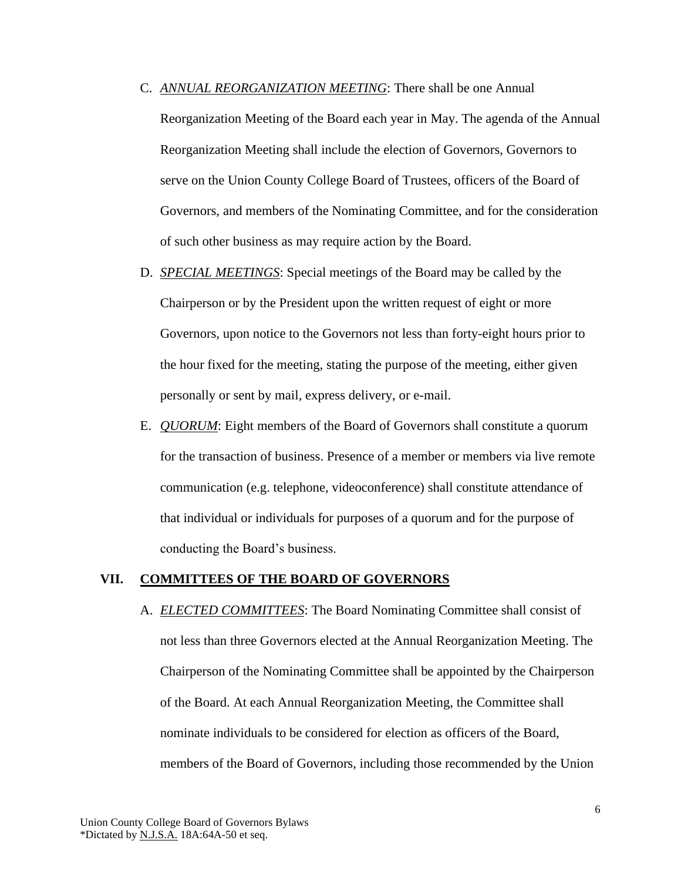C. ***ANNUAL REORGANIZATION MEETING***: There shall be one Annual Reorganization Meeting of the Board each year in May. The agenda of the Annual Reorganization Meeting shall include the election of Governors, Governors to serve on the Union County College Board of Trustees, officers of the Board of Governors, and members of the Nominating Committee, and for the consideration of such other business as may require action by the Board.

D. ***SPECIAL MEETINGS***: Special meetings of the Board may be called by the Chairperson or by the President upon the written request of eight or more Governors, upon notice to the Governors not less than forty-eight hours prior to the hour fixed for the meeting, stating the purpose of the meeting, either given personally or sent by mail, express delivery, or e-mail.

E. ***QUORUM***: Eight members of the Board of Governors shall constitute a quorum for the transaction of business. Presence of a member or members via live remote communication (e.g. telephone, videoconference) shall constitute attendance of that individual or individuals for purposes of a quorum and for the purpose of conducting the Board's business.

## VII. COMMITTEES OF THE BOARD OF GOVERNORS

A. ***ELECTED COMMITTEES***: The Board Nominating Committee shall consist of not less than three Governors elected at the Annual Reorganization Meeting. The Chairperson of the Nominating Committee shall be appointed by the Chairperson of the Board. At each Annual Reorganization Meeting, the Committee shall nominate individuals to be considered for election as officers of the Board, members of the Board of Governors, including those recommended by the Union

Union County College Board of Governors Bylaws
*Dictated by N.J.S.A. 18A:64A-50 et seq.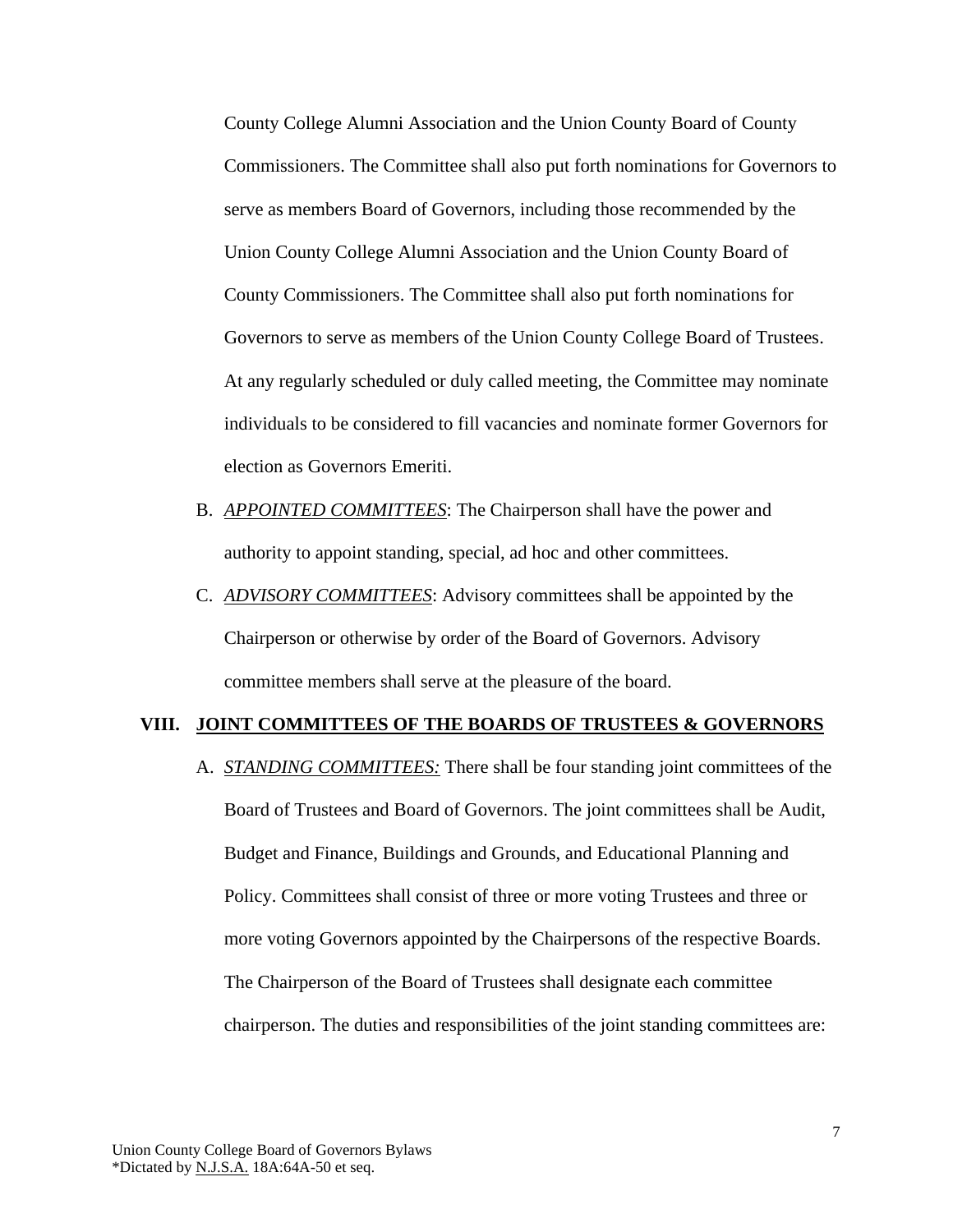County College Alumni Association and the Union County Board of County Commissioners. The Committee shall also put forth nominations for Governors to serve as members Board of Governors, including those recommended by the Union County College Alumni Association and the Union County Board of County Commissioners. The Committee shall also put forth nominations for Governors to serve as members of the Union County College Board of Trustees. At any regularly scheduled or duly called meeting, the Committee may nominate individuals to be considered to fill vacancies and nominate former Governors for election as Governors Emeriti.

B. ***APPOINTED COMMITTEES***: The Chairperson shall have the power and authority to appoint standing, special, ad hoc and other committees.

C. ***ADVISORY COMMITTEES***: Advisory committees shall be appointed by the Chairperson or otherwise by order of the Board of Governors. Advisory committee members shall serve at the pleasure of the board.

## VIII. JOINT COMMITTEES OF THE BOARDS OF TRUSTEES & GOVERNORS

A. ***STANDING COMMITTEES:*** There shall be four standing joint committees of the Board of Trustees and Board of Governors. The joint committees shall be Audit, Budget and Finance, Buildings and Grounds, and Educational Planning and Policy. Committees shall consist of three or more voting Trustees and three or more voting Governors appointed by the Chairpersons of the respective Boards. The Chairperson of the Board of Trustees shall designate each committee chairperson. The duties and responsibilities of the joint standing committees are: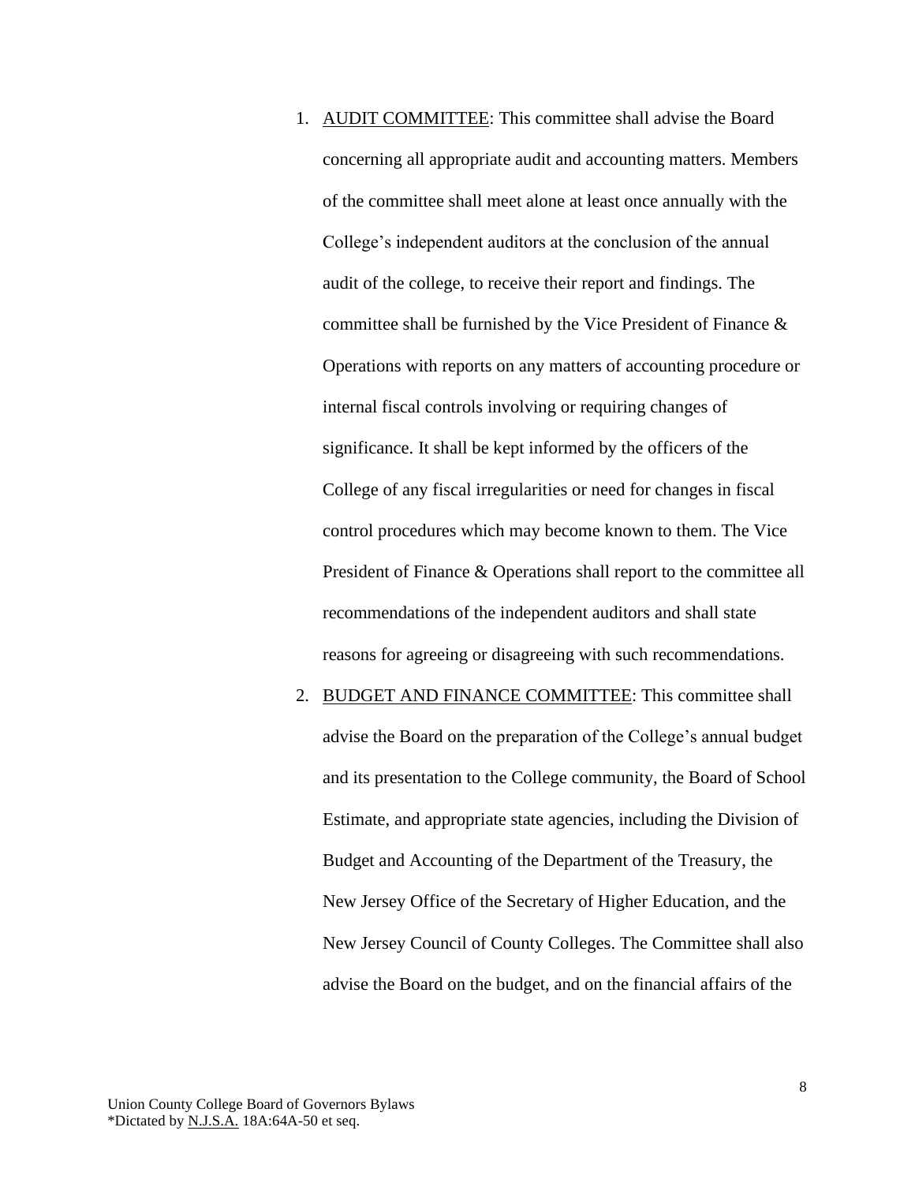1. AUDIT COMMITTEE: This committee shall advise the Board concerning all appropriate audit and accounting matters. Members of the committee shall meet alone at least once annually with the College's independent auditors at the conclusion of the annual audit of the college, to receive their report and findings. The committee shall be furnished by the Vice President of Finance & Operations with reports on any matters of accounting procedure or internal fiscal controls involving or requiring changes of significance. It shall be kept informed by the officers of the College of any fiscal irregularities or need for changes in fiscal control procedures which may become known to them. The Vice President of Finance & Operations shall report to the committee all recommendations of the independent auditors and shall state reasons for agreeing or disagreeing with such recommendations.
2. BUDGET AND FINANCE COMMITTEE: This committee shall advise the Board on the preparation of the College's annual budget and its presentation to the College community, the Board of School Estimate, and appropriate state agencies, including the Division of Budget and Accounting of the Department of the Treasury, the New Jersey Office of the Secretary of Higher Education, and the New Jersey Council of County Colleges. The Committee shall also advise the Board on the budget, and on the financial affairs of the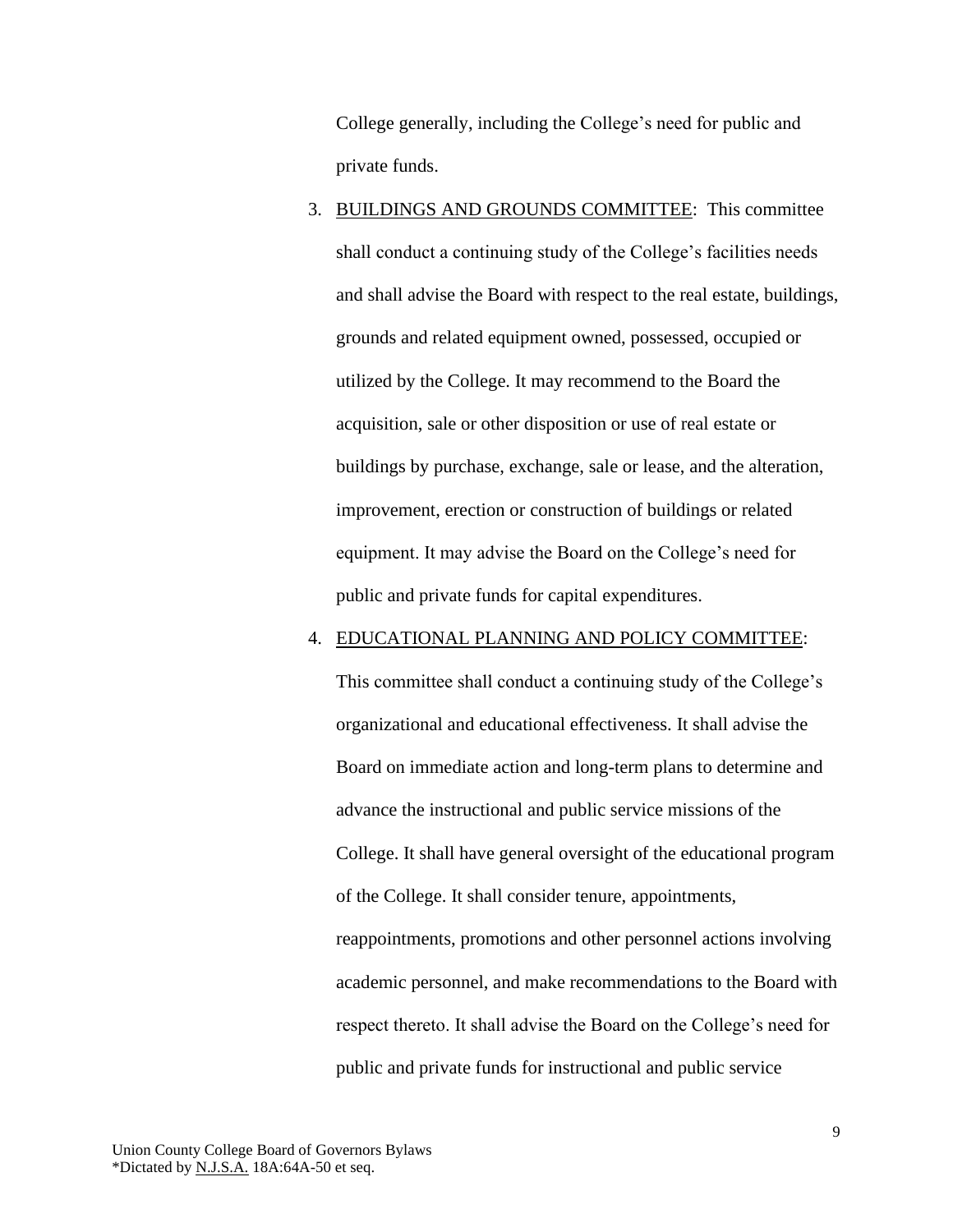College generally, including the College's need for public and private funds.

3. <u>BUILDINGS AND GROUNDS COMMITTEE</u>: This committee shall conduct a continuing study of the College's facilities needs and shall advise the Board with respect to the real estate, buildings, grounds and related equipment owned, possessed, occupied or utilized by the College. It may recommend to the Board the acquisition, sale or other disposition or use of real estate or buildings by purchase, exchange, sale or lease, and the alteration, improvement, erection or construction of buildings or related equipment. It may advise the Board on the College's need for public and private funds for capital expenditures.

4. <u>EDUCATIONAL PLANNING AND POLICY COMMITTEE</u>: This committee shall conduct a continuing study of the College's organizational and educational effectiveness. It shall advise the Board on immediate action and long-term plans to determine and advance the instructional and public service missions of the College. It shall have general oversight of the educational program of the College. It shall consider tenure, appointments, reappointments, promotions and other personnel actions involving academic personnel, and make recommendations to the Board with respect thereto. It shall advise the Board on the College's need for public and private funds for instructional and public service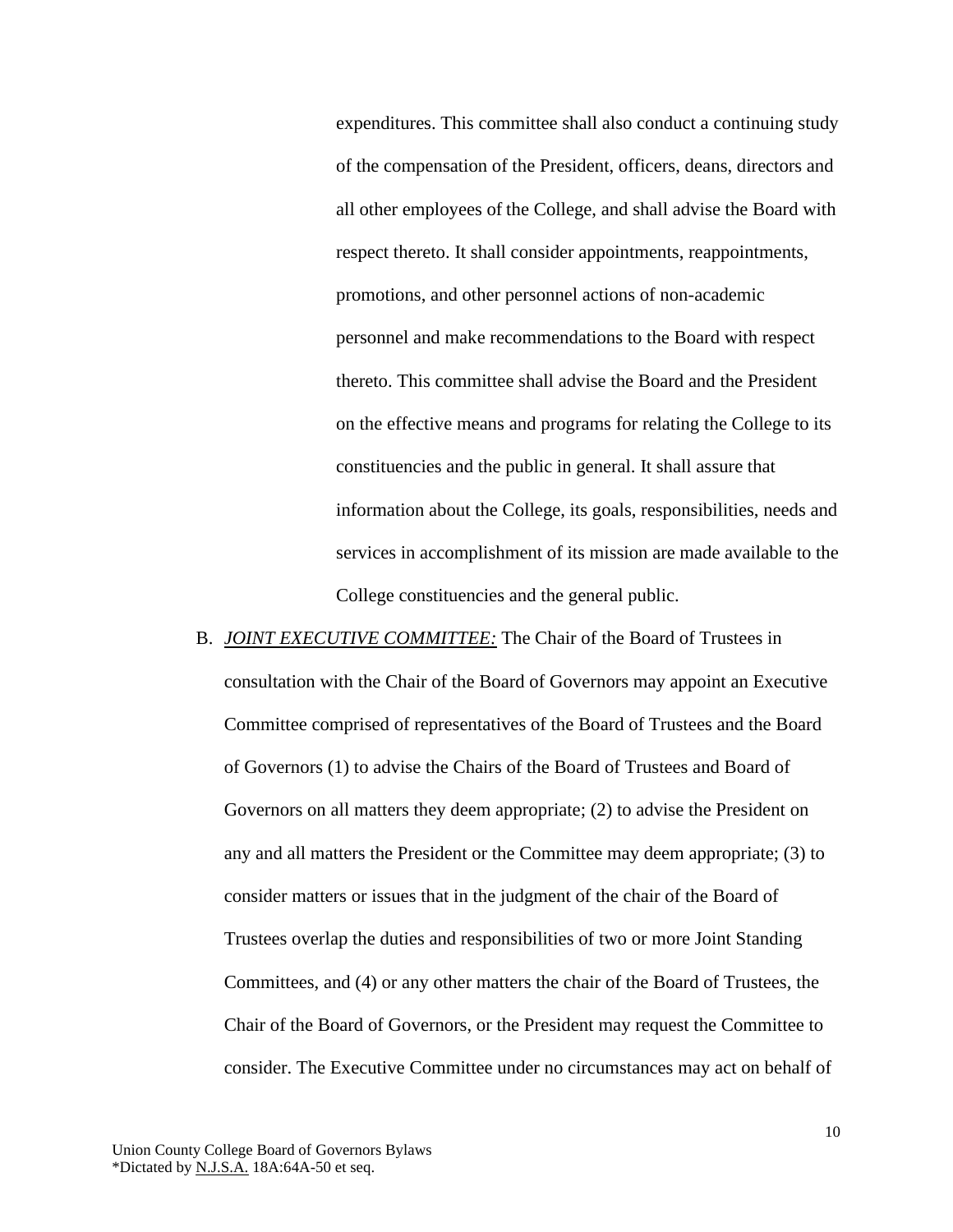expenditures. This committee shall also conduct a continuing study of the compensation of the President, officers, deans, directors and all other employees of the College, and shall advise the Board with respect thereto. It shall consider appointments, reappointments, promotions, and other personnel actions of non-academic personnel and make recommendations to the Board with respect thereto. This committee shall advise the Board and the President on the effective means and programs for relating the College to its constituencies and the public in general. It shall assure that information about the College, its goals, responsibilities, needs and services in accomplishment of its mission are made available to the College constituencies and the general public.

B. ***JOINT EXECUTIVE COMMITTEE:*** The Chair of the Board of Trustees in consultation with the Chair of the Board of Governors may appoint an Executive Committee comprised of representatives of the Board of Trustees and the Board of Governors (1) to advise the Chairs of the Board of Trustees and Board of Governors on all matters they deem appropriate; (2) to advise the President on any and all matters the President or the Committee may deem appropriate; (3) to consider matters or issues that in the judgment of the chair of the Board of Trustees overlap the duties and responsibilities of two or more Joint Standing Committees, and (4) or any other matters the chair of the Board of Trustees, the Chair of the Board of Governors, or the President may request the Committee to consider. The Executive Committee under no circumstances may act on behalf of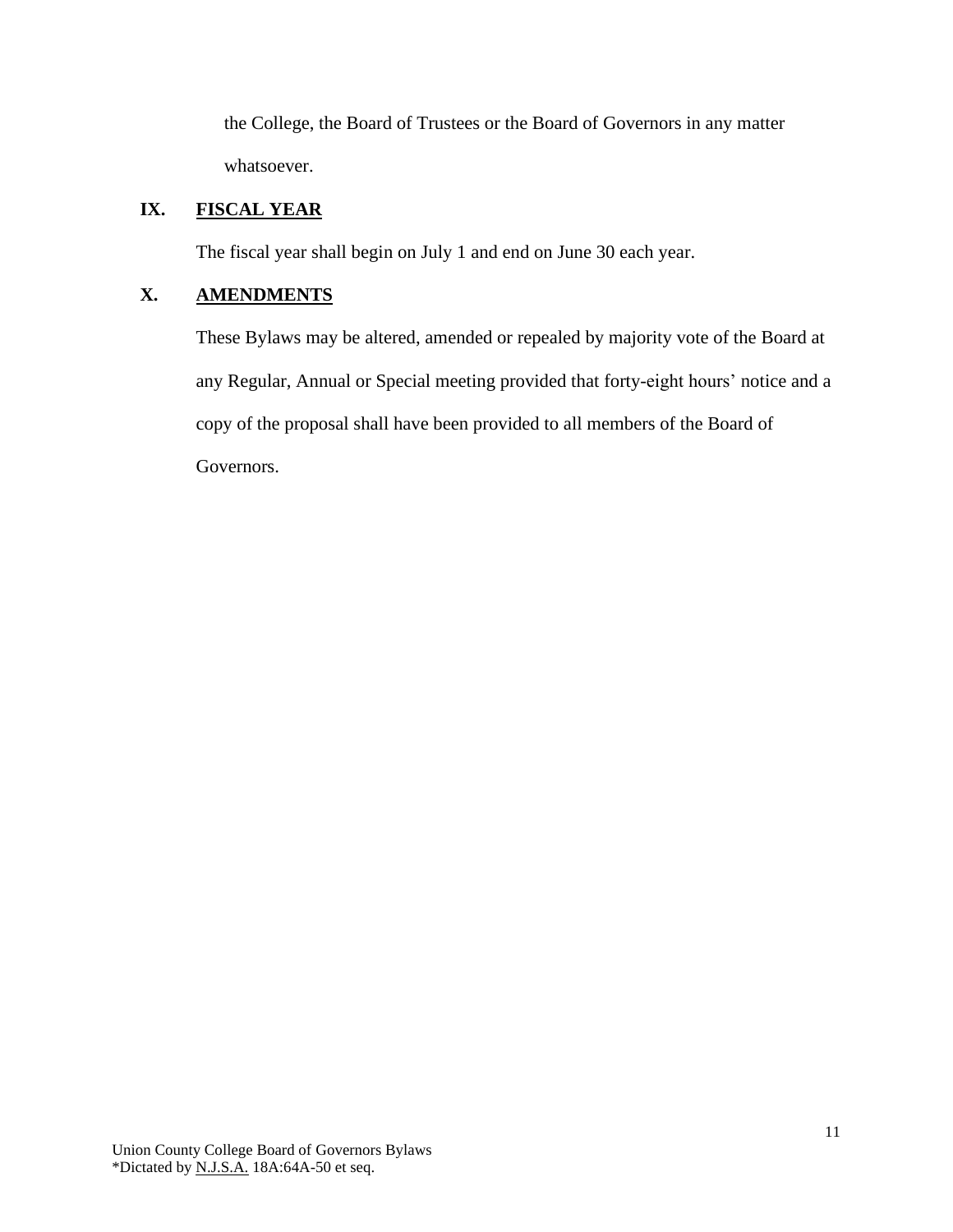the College, the Board of Trustees or the Board of Governors in any matter whatsoever.

## IX. FISCAL YEAR

The fiscal year shall begin on July 1 and end on June 30 each year.

## X. AMENDMENTS

These Bylaws may be altered, amended or repealed by majority vote of the Board at any Regular, Annual or Special meeting provided that forty-eight hours' notice and a copy of the proposal shall have been provided to all members of the Board of Governors.